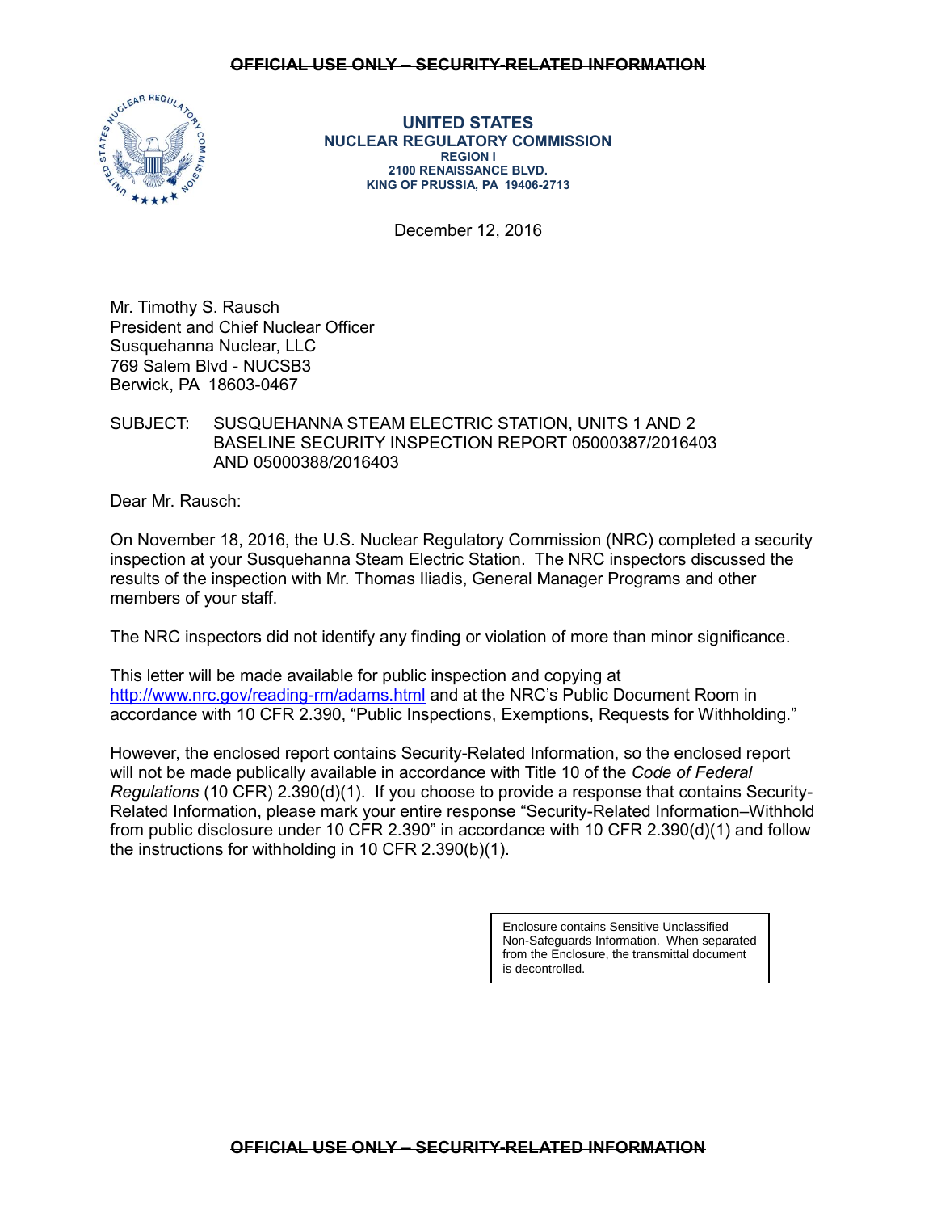~~OFFICIAL USE ONLY – SECURITY-RELATED INFORMATION~~

**UNITED STATES**
**NUCLEAR REGULATORY COMMISSION**
**REGION I**
**2100 RENAISSANCE BLVD.**
**KING OF PRUSSIA, PA 19406-2713**

December 12, 2016

Mr. Timothy S. Rausch
President and Chief Nuclear Officer
Susquehanna Nuclear, LLC
769 Salem Blvd - NUCSB3
Berwick, PA 18603-0467

SUBJECT: SUSQUEHANNA STEAM ELECTRIC STATION, UNITS 1 AND 2 BASELINE SECURITY INSPECTION REPORT 05000387/2016403 AND 05000388/2016403

Dear Mr. Rausch:

On November 18, 2016, the U.S. Nuclear Regulatory Commission (NRC) completed a security inspection at your Susquehanna Steam Electric Station. The NRC inspectors discussed the results of the inspection with Mr. Thomas Iliadis, General Manager Programs and other members of your staff.

The NRC inspectors did not identify any finding or violation of more than minor significance.

This letter will be made available for public inspection and copying at http://www.nrc.gov/reading-rm/adams.html and at the NRC's Public Document Room in accordance with 10 CFR 2.390, "Public Inspections, Exemptions, Requests for Withholding."

However, the enclosed report contains Security-Related Information, so the enclosed report will not be made publically available in accordance with Title 10 of the *Code of Federal Regulations* (10 CFR) 2.390(d)(1). If you choose to provide a response that contains Security-Related Information, please mark your entire response "Security-Related Information–Withhold from public disclosure under 10 CFR 2.390" in accordance with 10 CFR 2.390(d)(1) and follow the instructions for withholding in 10 CFR 2.390(b)(1).

Enclosure contains Sensitive Unclassified Non-Safeguards Information. When separated from the Enclosure, the transmittal document is decontrolled.

~~OFFICIAL USE ONLY – SECURITY-RELATED INFORMATION~~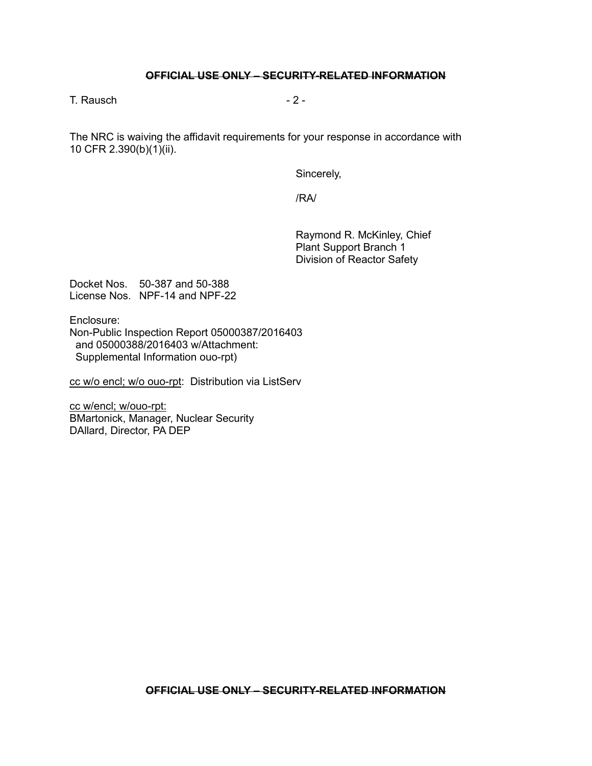The NRC is waiving the affidavit requirements for your response in accordance with 10 CFR 2.390(b)(1)(ii).

Sincerely,

/RA/

Raymond R. McKinley, Chief
Plant Support Branch 1
Division of Reactor Safety

Docket Nos. 50-387 and 50-388
License Nos. NPF-14 and NPF-22

Enclosure:
Non-Public Inspection Report 05000387/2016403
and 05000388/2016403 w/Attachment:
Supplemental Information ouo-rpt)

cc w/o encl; w/o ouo-rpt: Distribution via ListServ

cc w/encl; w/ouo-rpt:
BMartonick, Manager, Nuclear Security
DAllard, Director, PA DEP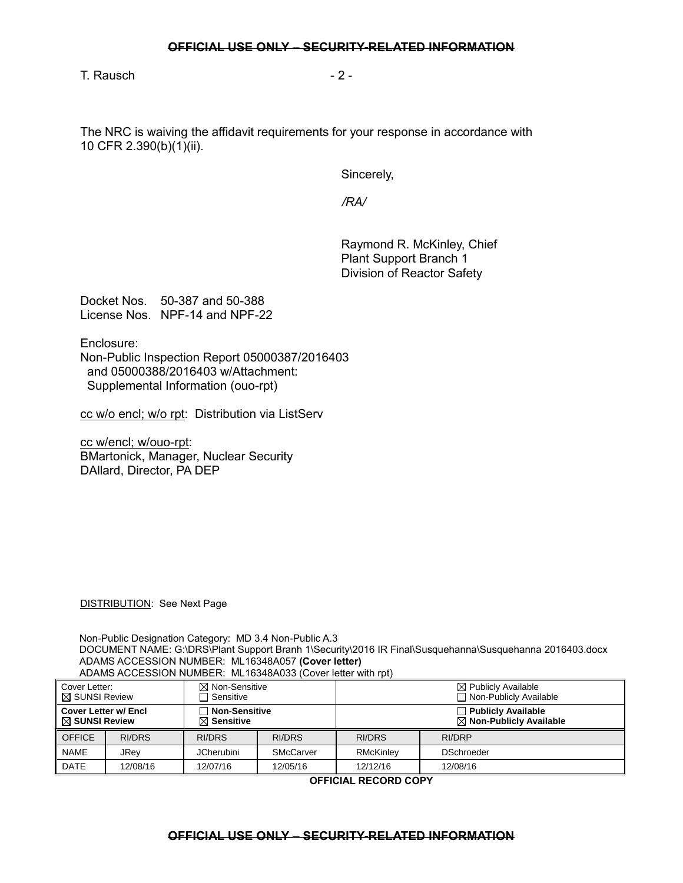~~OFFICIAL USE ONLY – SECURITY-RELATED INFORMATION~~

The NRC is waiving the affidavit requirements for your response in accordance with 10 CFR 2.390(b)(1)(ii).

Sincerely,

*/RA/*

Raymond R. McKinley, Chief
Plant Support Branch 1
Division of Reactor Safety

Docket Nos. 50-387 and 50-388
License Nos. NPF-14 and NPF-22

Enclosure:
Non-Public Inspection Report 05000387/2016403
and 05000388/2016403 w/Attachment:
Supplemental Information (ouo-rpt)

cc w/o encl; w/o rpt: Distribution via ListServ

cc w/encl; w/ouo-rpt:
BMartonick, Manager, Nuclear Security
DAllard, Director, PA DEP

DISTRIBUTION: See Next Page

Non-Public Designation Category: MD 3.4 Non-Public A.3
DOCUMENT NAME: G:\DRS\Plant Support Branh 1\Security\2016 IR Final\Susquehanna\Susquehanna 2016403.docx
ADAMS ACCESSION NUMBER: ML16348A057 **(Cover letter)**
ADAMS ACCESSION NUMBER: ML16348A033 (Cover letter with rpt)

| Cover Letter: ☒ SUNSI Review | | ☒ Non-Sensitive ☐ Sensitive | | ☒ Publicly Available ☐ Non-Publicly Available | |
|---|---|---|---|---|---|
| **Cover Letter w/ Encl ☒ SUNSI Review** | | **☐ Non-Sensitive ☒ Sensitive** | | **☐ Publicly Available ☒ Non-Publicly Available** | |
| OFFICE | RI/DRS | RI/DRS | RI/DRS | RI/DRS | RI/DRP |
| NAME | JRey | JCherubini | SMcCarver | RMcKinley | DSchroeder |
| DATE | 12/08/16 | 12/07/16 | 12/05/16 | 12/12/16 | 12/08/16 |

**OFFICIAL RECORD COPY**

~~OFFICIAL USE ONLY – SECURITY-RELATED INFORMATION~~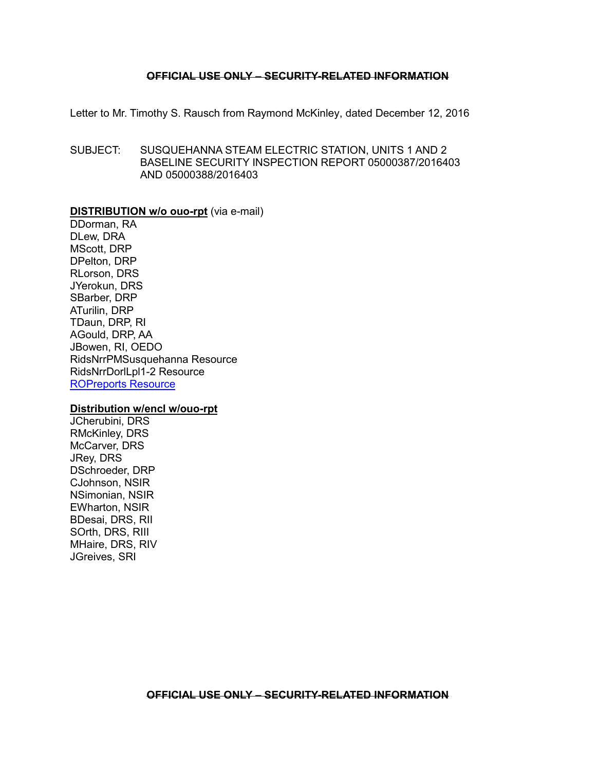~~OFFICIAL USE ONLY – SECURITY-RELATED INFORMATION~~

Letter to Mr. Timothy S. Rausch from Raymond McKinley, dated December 12, 2016

SUBJECT: SUSQUEHANNA STEAM ELECTRIC STATION, UNITS 1 AND 2 BASELINE SECURITY INSPECTION REPORT 05000387/2016403 AND 05000388/2016403

**DISTRIBUTION w/o ouo-rpt** (via e-mail)

DDorman, RA
DLew, DRA
MScott, DRP
DPelton, DRP
RLorson, DRS
JYerokun, DRS
SBarber, DRP
ATurilin, DRP
TDaun, DRP, RI
AGould, DRP, AA
JBowen, RI, OEDO
RidsNrrPMSusquehanna Resource
RidsNrrDorlLpl1-2 Resource
ROPreports Resource

**Distribution w/encl w/ouo-rpt**

JCherubini, DRS
RMcKinley, DRS
McCarver, DRS
JRey, DRS
DSchroeder, DRP
CJohnson, NSIR
NSimonian, NSIR
EWharton, NSIR
BDesai, DRS, RII
SOrth, DRS, RIII
MHaire, DRS, RIV
JGreives, SRI

~~OFFICIAL USE ONLY – SECURITY-RELATED INFORMATION~~